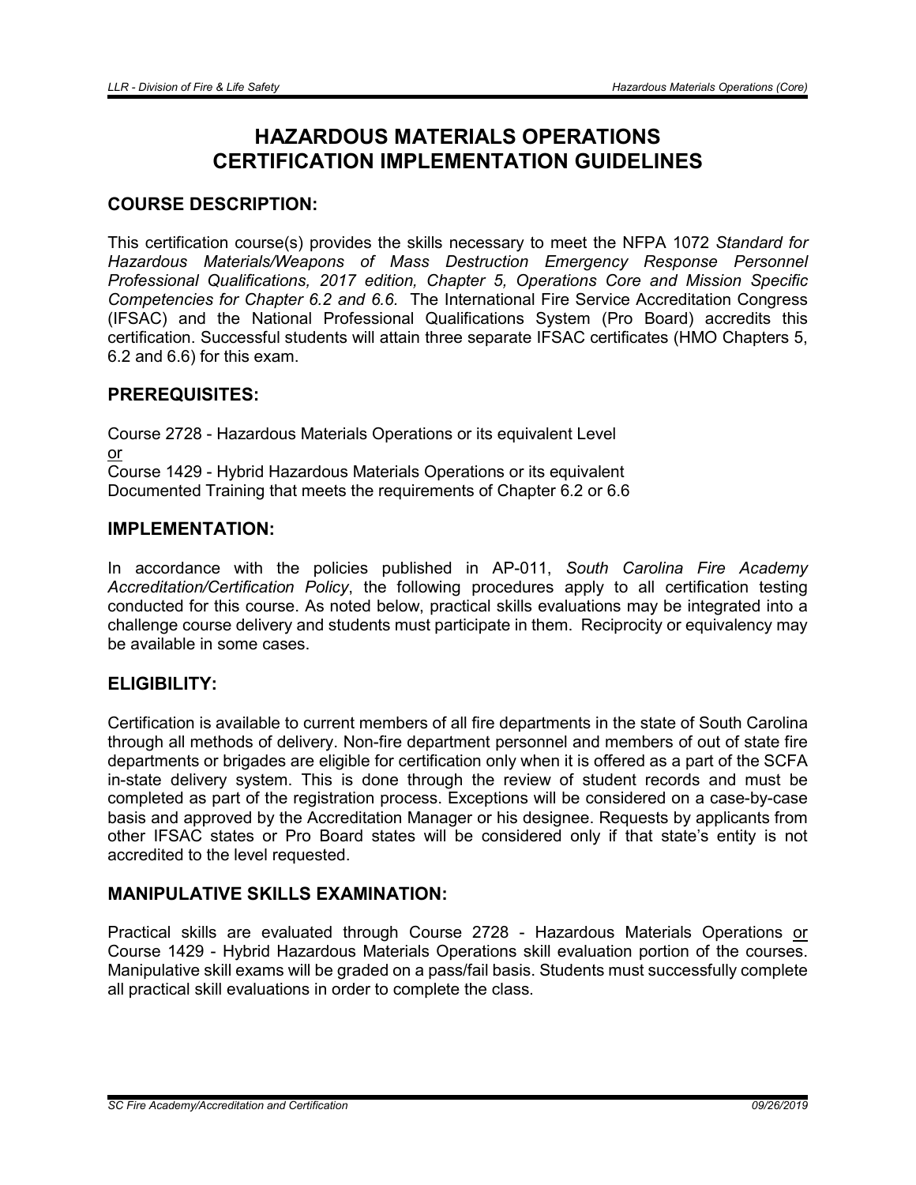# HAZARDOUS MATERIALS OPERATIONS CERTIFICATION IMPLEMENTATION GUIDELINES

## COURSE DESCRIPTION:

This certification course(s) provides the skills necessary to meet the NFPA 1072 *Standard for Hazardous Materials/Weapons of Mass Destruction Emergency Response Personnel Professional Qualifications, 2017 edition, Chapter 5, Operations Core and Mission Specific Competencies for Chapter 6.2 and 6.6.* The International Fire Service Accreditation Congress (IFSAC) and the National Professional Qualifications System (Pro Board) accredits this certification. Successful students will attain three separate IFSAC certificates (HMO Chapters 5, 6.2 and 6.6) for this exam.

## PREREQUISITES:

Course 2728 - Hazardous Materials Operations or its equivalent Level
<u>or</u>
Course 1429 - Hybrid Hazardous Materials Operations or its equivalent
Documented Training that meets the requirements of Chapter 6.2 or 6.6

## IMPLEMENTATION:

In accordance with the policies published in AP-011, *South Carolina Fire Academy Accreditation/Certification Policy*, the following procedures apply to all certification testing conducted for this course. As noted below, practical skills evaluations may be integrated into a challenge course delivery and students must participate in them. Reciprocity or equivalency may be available in some cases.

## ELIGIBILITY:

Certification is available to current members of all fire departments in the state of South Carolina through all methods of delivery. Non-fire department personnel and members of out of state fire departments or brigades are eligible for certification only when it is offered as a part of the SCFA in-state delivery system. This is done through the review of student records and must be completed as part of the registration process. Exceptions will be considered on a case-by-case basis and approved by the Accreditation Manager or his designee. Requests by applicants from other IFSAC states or Pro Board states will be considered only if that state's entity is not accredited to the level requested.

## MANIPULATIVE SKILLS EXAMINATION:

Practical skills are evaluated through Course 2728 - Hazardous Materials Operations <u>or</u> Course 1429 - Hybrid Hazardous Materials Operations skill evaluation portion of the courses. Manipulative skill exams will be graded on a pass/fail basis. Students must successfully complete all practical skill evaluations in order to complete the class.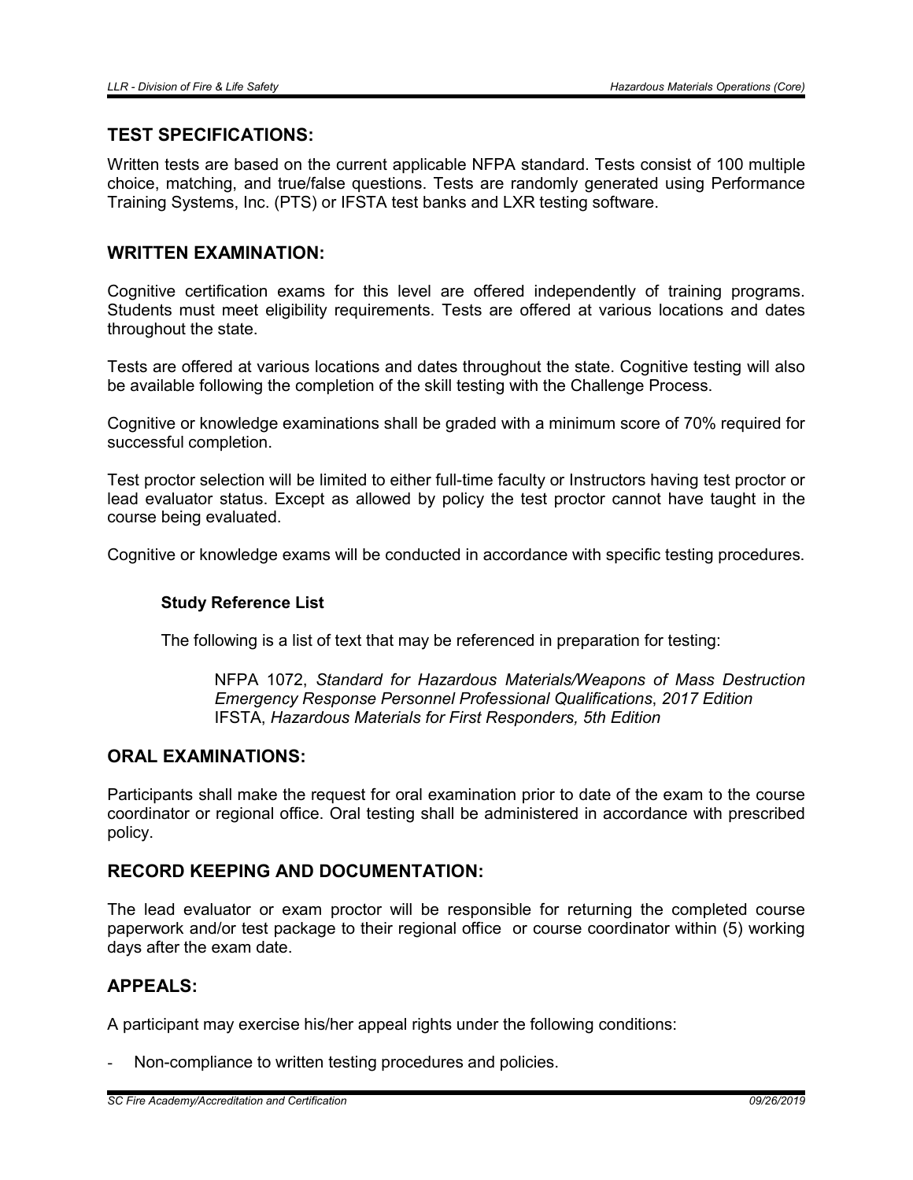## TEST SPECIFICATIONS:

Written tests are based on the current applicable NFPA standard. Tests consist of 100 multiple choice, matching, and true/false questions. Tests are randomly generated using Performance Training Systems, Inc. (PTS) or IFSTA test banks and LXR testing software.

## WRITTEN EXAMINATION:

Cognitive certification exams for this level are offered independently of training programs. Students must meet eligibility requirements. Tests are offered at various locations and dates throughout the state.

Tests are offered at various locations and dates throughout the state. Cognitive testing will also be available following the completion of the skill testing with the Challenge Process.

Cognitive or knowledge examinations shall be graded with a minimum score of 70% required for successful completion.

Test proctor selection will be limited to either full-time faculty or Instructors having test proctor or lead evaluator status. Except as allowed by policy the test proctor cannot have taught in the course being evaluated.

Cognitive or knowledge exams will be conducted in accordance with specific testing procedures.

### Study Reference List

The following is a list of text that may be referenced in preparation for testing:

NFPA 1072, *Standard for Hazardous Materials/Weapons of Mass Destruction Emergency Response Personnel Professional Qualifications*, *2017 Edition*
IFSTA, *Hazardous Materials for First Responders, 5th Edition*

## ORAL EXAMINATIONS:

Participants shall make the request for oral examination prior to date of the exam to the course coordinator or regional office. Oral testing shall be administered in accordance with prescribed policy.

## RECORD KEEPING AND DOCUMENTATION:

The lead evaluator or exam proctor will be responsible for returning the completed course paperwork and/or test package to their regional office or course coordinator within (5) working days after the exam date.

## APPEALS:

A participant may exercise his/her appeal rights under the following conditions:

- Non-compliance to written testing procedures and policies.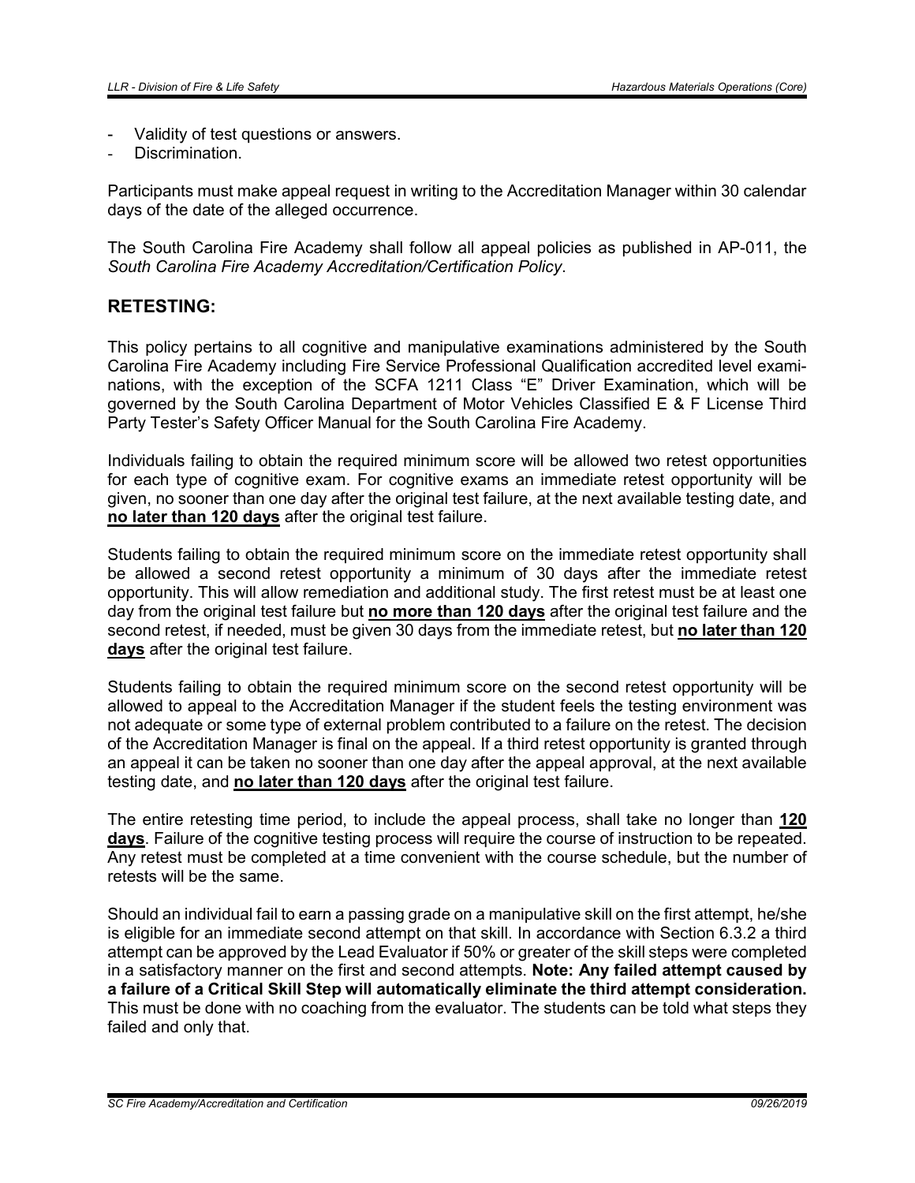- Validity of test questions or answers.
- Discrimination.

Participants must make appeal request in writing to the Accreditation Manager within 30 calendar days of the date of the alleged occurrence.

The South Carolina Fire Academy shall follow all appeal policies as published in AP-011, the *South Carolina Fire Academy Accreditation/Certification Policy*.

## RETESTING:

This policy pertains to all cognitive and manipulative examinations administered by the South Carolina Fire Academy including Fire Service Professional Qualification accredited level examinations, with the exception of the SCFA 1211 Class "E" Driver Examination, which will be governed by the South Carolina Department of Motor Vehicles Classified E & F License Third Party Tester's Safety Officer Manual for the South Carolina Fire Academy.

Individuals failing to obtain the required minimum score will be allowed two retest opportunities for each type of cognitive exam. For cognitive exams an immediate retest opportunity will be given, no sooner than one day after the original test failure, at the next available testing date, and **no later than 120 days** after the original test failure.

Students failing to obtain the required minimum score on the immediate retest opportunity shall be allowed a second retest opportunity a minimum of 30 days after the immediate retest opportunity. This will allow remediation and additional study. The first retest must be at least one day from the original test failure but **no more than 120 days** after the original test failure and the second retest, if needed, must be given 30 days from the immediate retest, but **no later than 120 days** after the original test failure.

Students failing to obtain the required minimum score on the second retest opportunity will be allowed to appeal to the Accreditation Manager if the student feels the testing environment was not adequate or some type of external problem contributed to a failure on the retest. The decision of the Accreditation Manager is final on the appeal. If a third retest opportunity is granted through an appeal it can be taken no sooner than one day after the appeal approval, at the next available testing date, and **no later than 120 days** after the original test failure.

The entire retesting time period, to include the appeal process, shall take no longer than **120 days**. Failure of the cognitive testing process will require the course of instruction to be repeated. Any retest must be completed at a time convenient with the course schedule, but the number of retests will be the same.

Should an individual fail to earn a passing grade on a manipulative skill on the first attempt, he/she is eligible for an immediate second attempt on that skill. In accordance with Section 6.3.2 a third attempt can be approved by the Lead Evaluator if 50% or greater of the skill steps were completed in a satisfactory manner on the first and second attempts. **Note: Any failed attempt caused by a failure of a Critical Skill Step will automatically eliminate the third attempt consideration.** This must be done with no coaching from the evaluator. The students can be told what steps they failed and only that.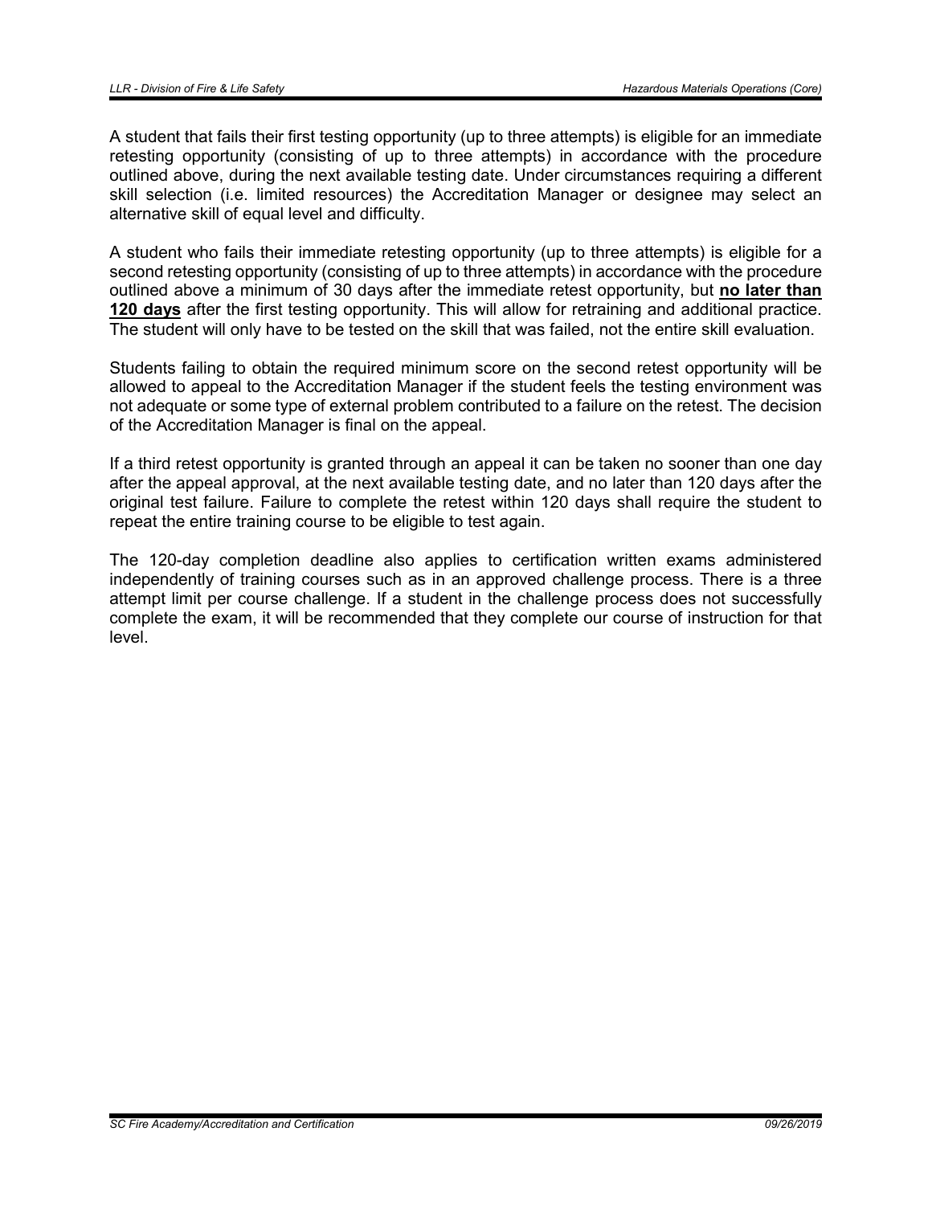A student that fails their first testing opportunity (up to three attempts) is eligible for an immediate retesting opportunity (consisting of up to three attempts) in accordance with the procedure outlined above, during the next available testing date. Under circumstances requiring a different skill selection (i.e. limited resources) the Accreditation Manager or designee may select an alternative skill of equal level and difficulty.

A student who fails their immediate retesting opportunity (up to three attempts) is eligible for a second retesting opportunity (consisting of up to three attempts) in accordance with the procedure outlined above a minimum of 30 days after the immediate retest opportunity, but **no later than 120 days** after the first testing opportunity. This will allow for retraining and additional practice. The student will only have to be tested on the skill that was failed, not the entire skill evaluation.

Students failing to obtain the required minimum score on the second retest opportunity will be allowed to appeal to the Accreditation Manager if the student feels the testing environment was not adequate or some type of external problem contributed to a failure on the retest. The decision of the Accreditation Manager is final on the appeal.

If a third retest opportunity is granted through an appeal it can be taken no sooner than one day after the appeal approval, at the next available testing date, and no later than 120 days after the original test failure. Failure to complete the retest within 120 days shall require the student to repeat the entire training course to be eligible to test again.

The 120-day completion deadline also applies to certification written exams administered independently of training courses such as in an approved challenge process. There is a three attempt limit per course challenge. If a student in the challenge process does not successfully complete the exam, it will be recommended that they complete our course of instruction for that level.